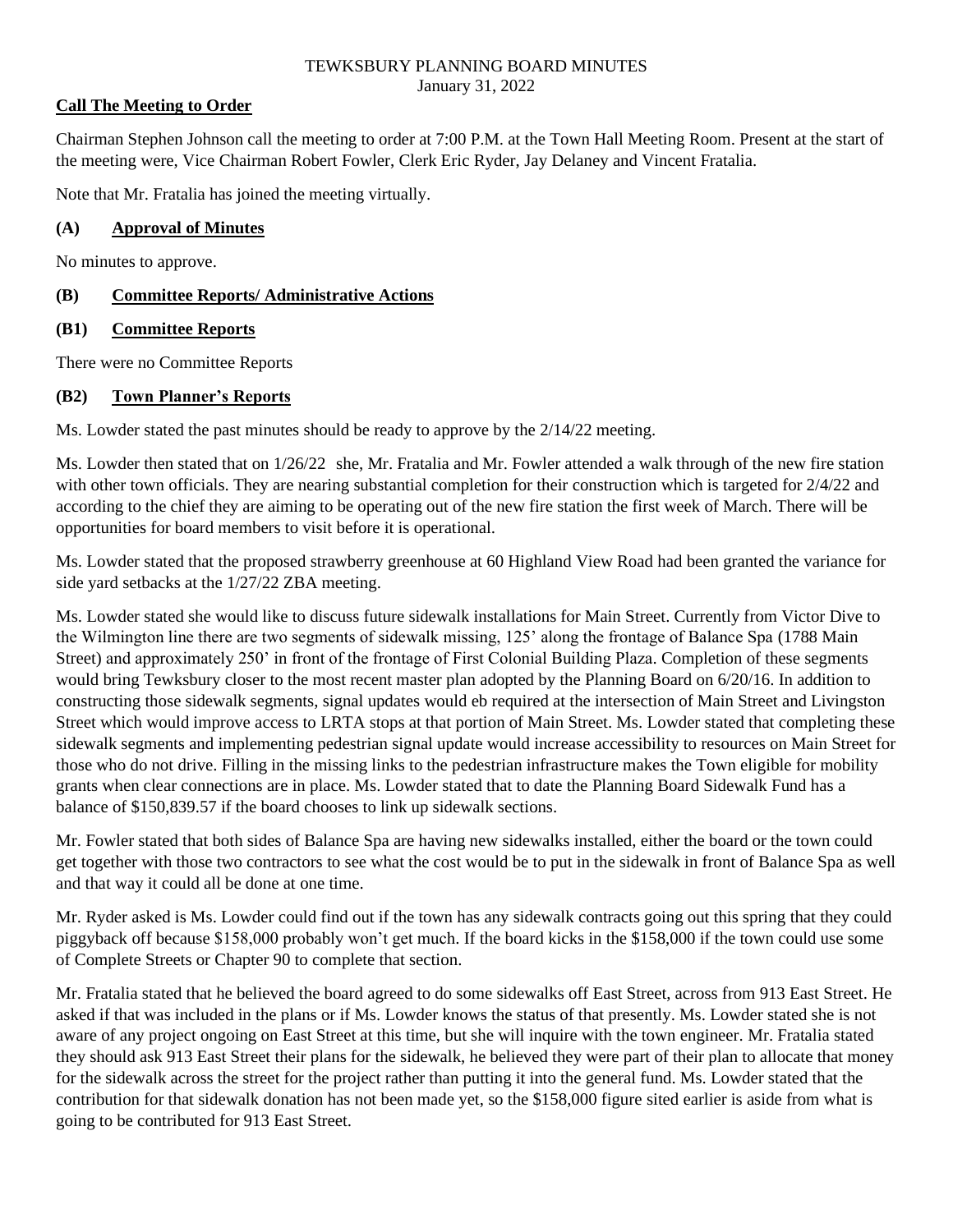# TEWKSBURY PLANNING BOARD MINUTES

January 31, 2022

**Call The Meeting to Order**

Chairman Stephen Johnson call the meeting to order at 7:00 P.M. at the Town Hall Meeting Room. Present at the start of the meeting were, Vice Chairman Robert Fowler, Clerk Eric Ryder, Jay Delaney and Vincent Fratalia.

Note that Mr. Fratalia has joined the meeting virtually.

## (A) Approval of Minutes

No minutes to approve.

## (B) Committee Reports/ Administrative Actions

## (B1) Committee Reports

There were no Committee Reports

## (B2) Town Planner's Reports

Ms. Lowder stated the past minutes should be ready to approve by the 2/14/22 meeting.

Ms. Lowder then stated that on 1/26/22 she, Mr. Fratalia and Mr. Fowler attended a walk through of the new fire station with other town officials. They are nearing substantial completion for their construction which is targeted for 2/4/22 and according to the chief they are aiming to be operating out of the new fire station the first week of March. There will be opportunities for board members to visit before it is operational.

Ms. Lowder stated that the proposed strawberry greenhouse at 60 Highland View Road had been granted the variance for side yard setbacks at the 1/27/22 ZBA meeting.

Ms. Lowder stated she would like to discuss future sidewalk installations for Main Street. Currently from Victor Dive to the Wilmington line there are two segments of sidewalk missing, 125' along the frontage of Balance Spa (1788 Main Street) and approximately 250' in front of the frontage of First Colonial Building Plaza. Completion of these segments would bring Tewksbury closer to the most recent master plan adopted by the Planning Board on 6/20/16. In addition to constructing those sidewalk segments, signal updates would eb required at the intersection of Main Street and Livingston Street which would improve access to LRTA stops at that portion of Main Street. Ms. Lowder stated that completing these sidewalk segments and implementing pedestrian signal update would increase accessibility to resources on Main Street for those who do not drive. Filling in the missing links to the pedestrian infrastructure makes the Town eligible for mobility grants when clear connections are in place. Ms. Lowder stated that to date the Planning Board Sidewalk Fund has a balance of $150,839.57 if the board chooses to link up sidewalk sections.

Mr. Fowler stated that both sides of Balance Spa are having new sidewalks installed, either the board or the town could get together with those two contractors to see what the cost would be to put in the sidewalk in front of Balance Spa as well and that way it could all be done at one time.

Mr. Ryder asked is Ms. Lowder could find out if the town has any sidewalk contracts going out this spring that they could piggyback off because $158,000 probably won't get much. If the board kicks in the $158,000 if the town could use some of Complete Streets or Chapter 90 to complete that section.

Mr. Fratalia stated that he believed the board agreed to do some sidewalks off East Street, across from 913 East Street. He asked if that was included in the plans or if Ms. Lowder knows the status of that presently. Ms. Lowder stated she is not aware of any project ongoing on East Street at this time, but she will inquire with the town engineer. Mr. Fratalia stated they should ask 913 East Street their plans for the sidewalk, he believed they were part of their plan to allocate that money for the sidewalk across the street for the project rather than putting it into the general fund. Ms. Lowder stated that the contribution for that sidewalk donation has not been made yet, so the $158,000 figure sited earlier is aside from what is going to be contributed for 913 East Street.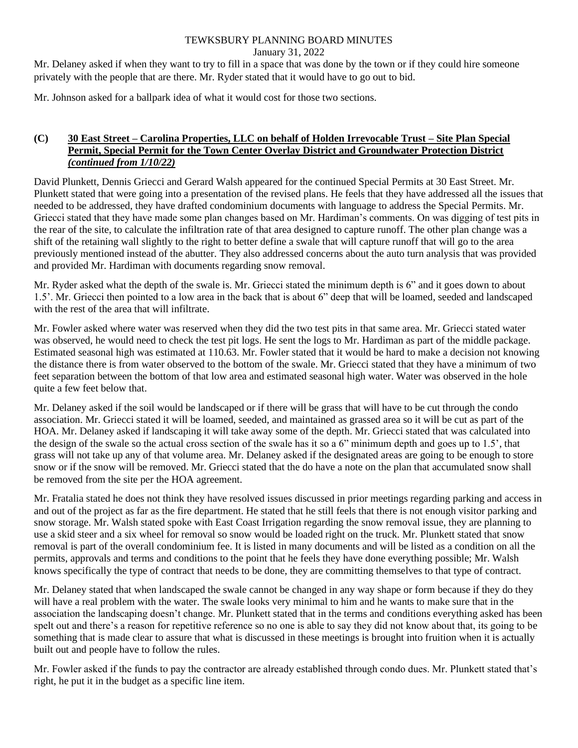Mr. Delaney asked if when they want to try to fill in a space that was done by the town or if they could hire someone privately with the people that are there. Mr. Ryder stated that it would have to go out to bid.

Mr. Johnson asked for a ballpark idea of what it would cost for those two sections.

## (C) 30 East Street – Carolina Properties, LLC on behalf of Holden Irrevocable Trust – Site Plan Special Permit, Special Permit for the Town Center Overlay District and Groundwater Protection District *(continued from 1/10/22)*

David Plunkett, Dennis Griecci and Gerard Walsh appeared for the continued Special Permits at 30 East Street. Mr. Plunkett stated that were going into a presentation of the revised plans. He feels that they have addressed all the issues that needed to be addressed, they have drafted condominium documents with language to address the Special Permits. Mr. Griecci stated that they have made some plan changes based on Mr. Hardiman's comments. On was digging of test pits in the rear of the site, to calculate the infiltration rate of that area designed to capture runoff. The other plan change was a shift of the retaining wall slightly to the right to better define a swale that will capture runoff that will go to the area previously mentioned instead of the abutter. They also addressed concerns about the auto turn analysis that was provided and provided Mr. Hardiman with documents regarding snow removal.

Mr. Ryder asked what the depth of the swale is. Mr. Griecci stated the minimum depth is 6" and it goes down to about 1.5'. Mr. Griecci then pointed to a low area in the back that is about 6" deep that will be loamed, seeded and landscaped with the rest of the area that will infiltrate.

Mr. Fowler asked where water was reserved when they did the two test pits in that same area. Mr. Griecci stated water was observed, he would need to check the test pit logs. He sent the logs to Mr. Hardiman as part of the middle package. Estimated seasonal high was estimated at 110.63. Mr. Fowler stated that it would be hard to make a decision not knowing the distance there is from water observed to the bottom of the swale. Mr. Griecci stated that they have a minimum of two feet separation between the bottom of that low area and estimated seasonal high water. Water was observed in the hole quite a few feet below that.

Mr. Delaney asked if the soil would be landscaped or if there will be grass that will have to be cut through the condo association. Mr. Griecci stated it will be loamed, seeded, and maintained as grassed area so it will be cut as part of the HOA. Mr. Delaney asked if landscaping it will take away some of the depth. Mr. Griecci stated that was calculated into the design of the swale so the actual cross section of the swale has it so a 6" minimum depth and goes up to 1.5', that grass will not take up any of that volume area. Mr. Delaney asked if the designated areas are going to be enough to store snow or if the snow will be removed. Mr. Griecci stated that the do have a note on the plan that accumulated snow shall be removed from the site per the HOA agreement.

Mr. Fratalia stated he does not think they have resolved issues discussed in prior meetings regarding parking and access in and out of the project as far as the fire department. He stated that he still feels that there is not enough visitor parking and snow storage. Mr. Walsh stated spoke with East Coast Irrigation regarding the snow removal issue, they are planning to use a skid steer and a six wheel for removal so snow would be loaded right on the truck. Mr. Plunkett stated that snow removal is part of the overall condominium fee. It is listed in many documents and will be listed as a condition on all the permits, approvals and terms and conditions to the point that he feels they have done everything possible; Mr. Walsh knows specifically the type of contract that needs to be done, they are committing themselves to that type of contract.

Mr. Delaney stated that when landscaped the swale cannot be changed in any way shape or form because if they do they will have a real problem with the water. The swale looks very minimal to him and he wants to make sure that in the association the landscaping doesn't change. Mr. Plunkett stated that in the terms and conditions everything asked has been spelt out and there's a reason for repetitive reference so no one is able to say they did not know about that, its going to be something that is made clear to assure that what is discussed in these meetings is brought into fruition when it is actually built out and people have to follow the rules.

Mr. Fowler asked if the funds to pay the contractor are already established through condo dues. Mr. Plunkett stated that's right, he put it in the budget as a specific line item.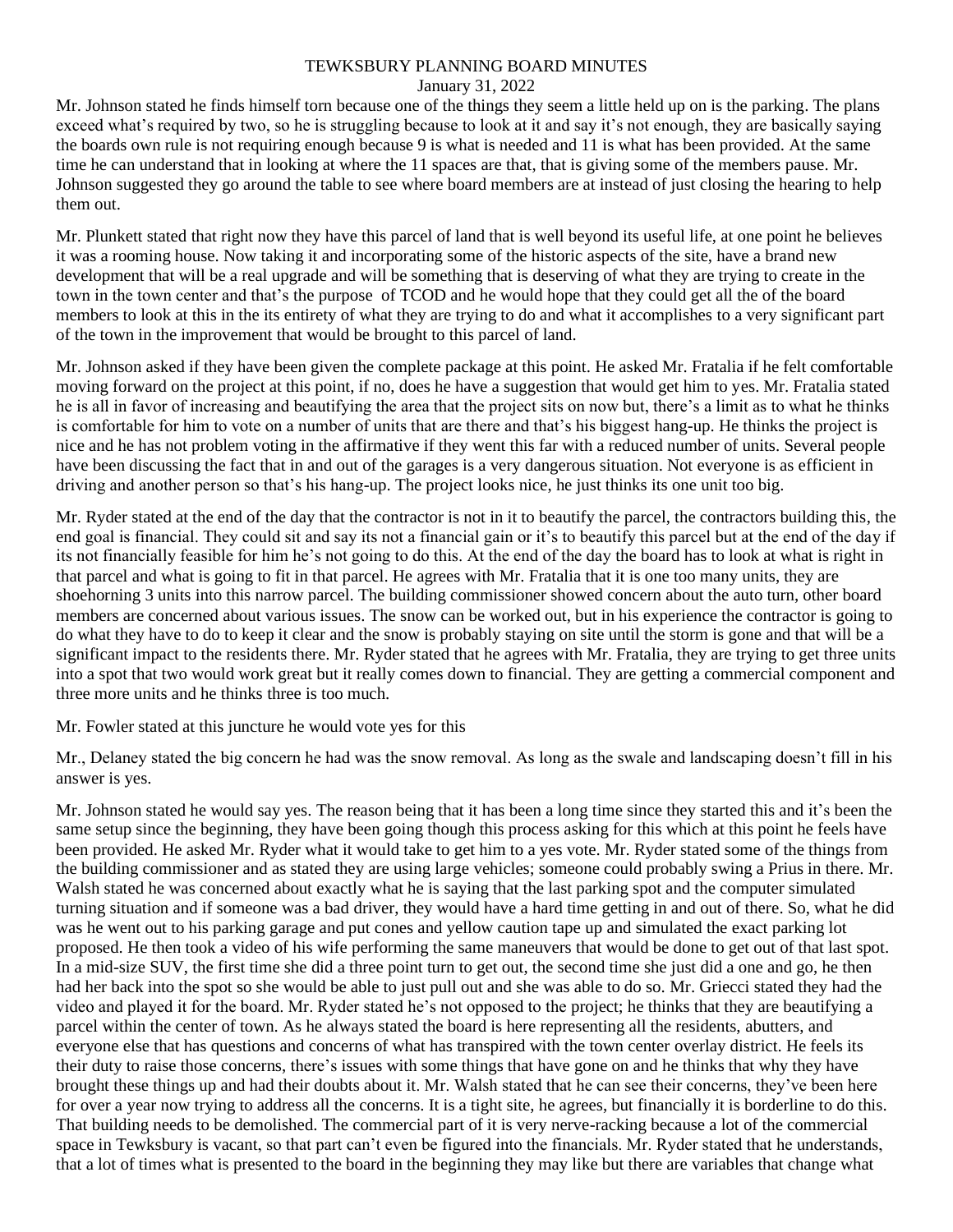Mr. Johnson stated he finds himself torn because one of the things they seem a little held up on is the parking. The plans exceed what's required by two, so he is struggling because to look at it and say it's not enough, they are basically saying the boards own rule is not requiring enough because 9 is what is needed and 11 is what has been provided. At the same time he can understand that in looking at where the 11 spaces are that, that is giving some of the members pause. Mr. Johnson suggested they go around the table to see where board members are at instead of just closing the hearing to help them out.

Mr. Plunkett stated that right now they have this parcel of land that is well beyond its useful life, at one point he believes it was a rooming house. Now taking it and incorporating some of the historic aspects of the site, have a brand new development that will be a real upgrade and will be something that is deserving of what they are trying to create in the town in the town center and that's the purpose of TCOD and he would hope that they could get all the of the board members to look at this in the its entirety of what they are trying to do and what it accomplishes to a very significant part of the town in the improvement that would be brought to this parcel of land.

Mr. Johnson asked if they have been given the complete package at this point. He asked Mr. Fratalia if he felt comfortable moving forward on the project at this point, if no, does he have a suggestion that would get him to yes. Mr. Fratalia stated he is all in favor of increasing and beautifying the area that the project sits on now but, there's a limit as to what he thinks is comfortable for him to vote on a number of units that are there and that's his biggest hang-up. He thinks the project is nice and he has not problem voting in the affirmative if they went this far with a reduced number of units. Several people have been discussing the fact that in and out of the garages is a very dangerous situation. Not everyone is as efficient in driving and another person so that's his hang-up. The project looks nice, he just thinks its one unit too big.

Mr. Ryder stated at the end of the day that the contractor is not in it to beautify the parcel, the contractors building this, the end goal is financial. They could sit and say its not a financial gain or it's to beautify this parcel but at the end of the day if its not financially feasible for him he's not going to do this. At the end of the day the board has to look at what is right in that parcel and what is going to fit in that parcel. He agrees with Mr. Fratalia that it is one too many units, they are shoehorning 3 units into this narrow parcel. The building commissioner showed concern about the auto turn, other board members are concerned about various issues. The snow can be worked out, but in his experience the contractor is going to do what they have to do to keep it clear and the snow is probably staying on site until the storm is gone and that will be a significant impact to the residents there. Mr. Ryder stated that he agrees with Mr. Fratalia, they are trying to get three units into a spot that two would work great but it really comes down to financial. They are getting a commercial component and three more units and he thinks three is too much.

Mr. Fowler stated at this juncture he would vote yes for this

Mr., Delaney stated the big concern he had was the snow removal. As long as the swale and landscaping doesn't fill in his answer is yes.

Mr. Johnson stated he would say yes. The reason being that it has been a long time since they started this and it's been the same setup since the beginning, they have been going though this process asking for this which at this point he feels have been provided. He asked Mr. Ryder what it would take to get him to a yes vote. Mr. Ryder stated some of the things from the building commissioner and as stated they are using large vehicles; someone could probably swing a Prius in there. Mr. Walsh stated he was concerned about exactly what he is saying that the last parking spot and the computer simulated turning situation and if someone was a bad driver, they would have a hard time getting in and out of there. So, what he did was he went out to his parking garage and put cones and yellow caution tape up and simulated the exact parking lot proposed. He then took a video of his wife performing the same maneuvers that would be done to get out of that last spot. In a mid-size SUV, the first time she did a three point turn to get out, the second time she just did a one and go, he then had her back into the spot so she would be able to just pull out and she was able to do so. Mr. Griecci stated they had the video and played it for the board. Mr. Ryder stated he's not opposed to the project; he thinks that they are beautifying a parcel within the center of town. As he always stated the board is here representing all the residents, abutters, and everyone else that has questions and concerns of what has transpired with the town center overlay district. He feels its their duty to raise those concerns, there's issues with some things that have gone on and he thinks that why they have brought these things up and had their doubts about it. Mr. Walsh stated that he can see their concerns, they've been here for over a year now trying to address all the concerns. It is a tight site, he agrees, but financially it is borderline to do this. That building needs to be demolished. The commercial part of it is very nerve-racking because a lot of the commercial space in Tewksbury is vacant, so that part can't even be figured into the financials. Mr. Ryder stated that he understands, that a lot of times what is presented to the board in the beginning they may like but there are variables that change what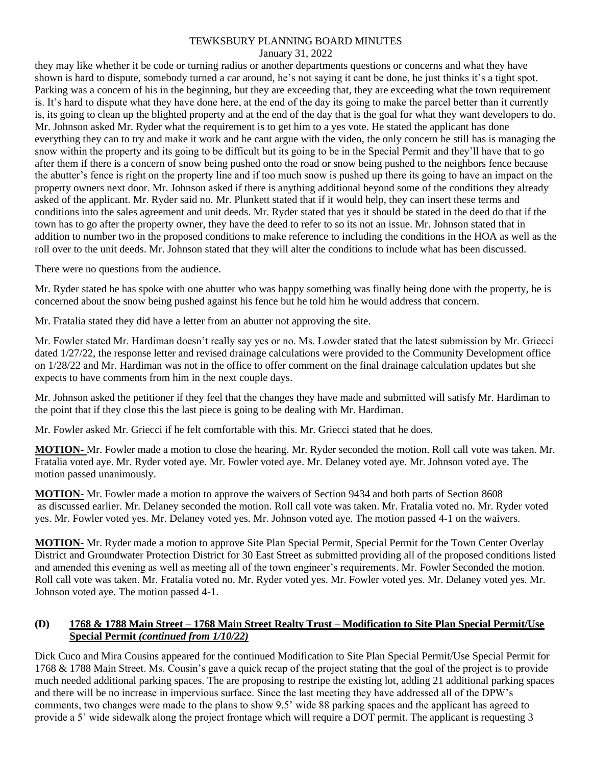they may like whether it be code or turning radius or another departments questions or concerns and what they have shown is hard to dispute, somebody turned a car around, he's not saying it cant be done, he just thinks it's a tight spot. Parking was a concern of his in the beginning, but they are exceeding that, they are exceeding what the town requirement is. It's hard to dispute what they have done here, at the end of the day its going to make the parcel better than it currently is, its going to clean up the blighted property and at the end of the day that is the goal for what they want developers to do. Mr. Johnson asked Mr. Ryder what the requirement is to get him to a yes vote. He stated the applicant has done everything they can to try and make it work and he cant argue with the video, the only concern he still has is managing the snow within the property and its going to be difficult but its going to be in the Special Permit and they'll have that to go after them if there is a concern of snow being pushed onto the road or snow being pushed to the neighbors fence because the abutter's fence is right on the property line and if too much snow is pushed up there its going to have an impact on the property owners next door. Mr. Johnson asked if there is anything additional beyond some of the conditions they already asked of the applicant. Mr. Ryder said no. Mr. Plunkett stated that if it would help, they can insert these terms and conditions into the sales agreement and unit deeds. Mr. Ryder stated that yes it should be stated in the deed do that if the town has to go after the property owner, they have the deed to refer to so its not an issue. Mr. Johnson stated that in addition to number two in the proposed conditions to make reference to including the conditions in the HOA as well as the roll over to the unit deeds. Mr. Johnson stated that they will alter the conditions to include what has been discussed.

There were no questions from the audience.

Mr. Ryder stated he has spoke with one abutter who was happy something was finally being done with the property, he is concerned about the snow being pushed against his fence but he told him he would address that concern.

Mr. Fratalia stated they did have a letter from an abutter not approving the site.

Mr. Fowler stated Mr. Hardiman doesn't really say yes or no. Ms. Lowder stated that the latest submission by Mr. Griecci dated 1/27/22, the response letter and revised drainage calculations were provided to the Community Development office on 1/28/22 and Mr. Hardiman was not in the office to offer comment on the final drainage calculation updates but she expects to have comments from him in the next couple days.

Mr. Johnson asked the petitioner if they feel that the changes they have made and submitted will satisfy Mr. Hardiman to the point that if they close this the last piece is going to be dealing with Mr. Hardiman.

Mr. Fowler asked Mr. Griecci if he felt comfortable with this. Mr. Griecci stated that he does.

**MOTION-** Mr. Fowler made a motion to close the hearing. Mr. Ryder seconded the motion. Roll call vote was taken. Mr. Fratalia voted aye. Mr. Ryder voted aye. Mr. Fowler voted aye. Mr. Delaney voted aye. Mr. Johnson voted aye. The motion passed unanimously.

**MOTION-** Mr. Fowler made a motion to approve the waivers of Section 9434 and both parts of Section 8608 as discussed earlier. Mr. Delaney seconded the motion. Roll call vote was taken. Mr. Fratalia voted no. Mr. Ryder voted yes. Mr. Fowler voted yes. Mr. Delaney voted yes. Mr. Johnson voted aye. The motion passed 4-1 on the waivers.

**MOTION-** Mr. Ryder made a motion to approve Site Plan Special Permit, Special Permit for the Town Center Overlay District and Groundwater Protection District for 30 East Street as submitted providing all of the proposed conditions listed and amended this evening as well as meeting all of the town engineer's requirements. Mr. Fowler Seconded the motion. Roll call vote was taken. Mr. Fratalia voted no. Mr. Ryder voted yes. Mr. Fowler voted yes. Mr. Delaney voted yes. Mr. Johnson voted aye. The motion passed 4-1.

### (D) 1768 & 1788 Main Street – 1768 Main Street Realty Trust – Modification to Site Plan Special Permit/Use Special Permit *(continued from 1/10/22)*

Dick Cuco and Mira Cousins appeared for the continued Modification to Site Plan Special Permit/Use Special Permit for 1768 & 1788 Main Street. Ms. Cousin's gave a quick recap of the project stating that the goal of the project is to provide much needed additional parking spaces. The are proposing to restripe the existing lot, adding 21 additional parking spaces and there will be no increase in impervious surface. Since the last meeting they have addressed all of the DPW's comments, two changes were made to the plans to show 9.5' wide 88 parking spaces and the applicant has agreed to provide a 5' wide sidewalk along the project frontage which will require a DOT permit. The applicant is requesting 3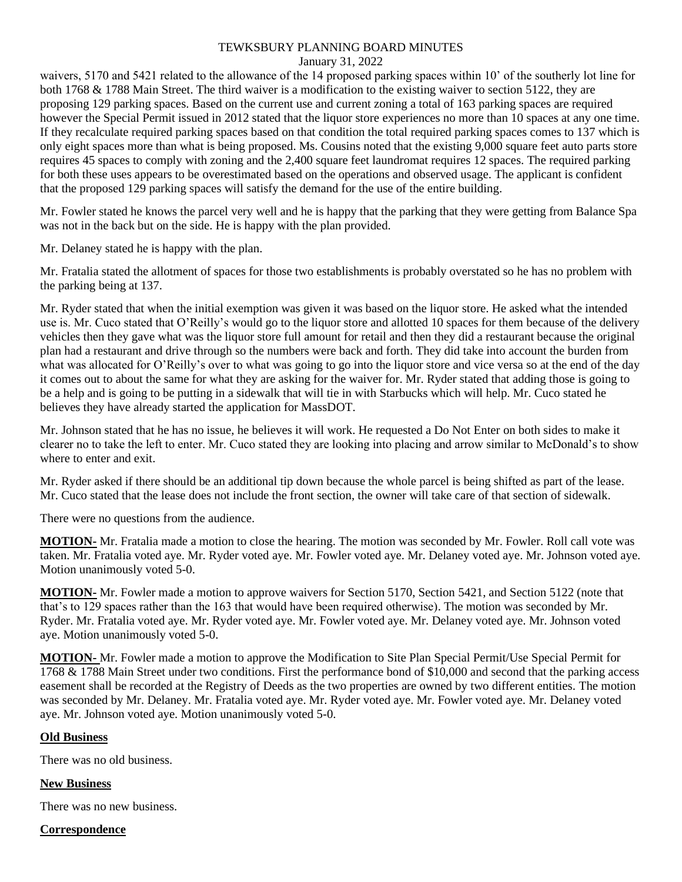waivers, 5170 and 5421 related to the allowance of the 14 proposed parking spaces within 10' of the southerly lot line for both 1768 & 1788 Main Street. The third waiver is a modification to the existing waiver to section 5122, they are proposing 129 parking spaces. Based on the current use and current zoning a total of 163 parking spaces are required however the Special Permit issued in 2012 stated that the liquor store experiences no more than 10 spaces at any one time. If they recalculate required parking spaces based on that condition the total required parking spaces comes to 137 which is only eight spaces more than what is being proposed. Ms. Cousins noted that the existing 9,000 square feet auto parts store requires 45 spaces to comply with zoning and the 2,400 square feet laundromat requires 12 spaces. The required parking for both these uses appears to be overestimated based on the operations and observed usage. The applicant is confident that the proposed 129 parking spaces will satisfy the demand for the use of the entire building.

Mr. Fowler stated he knows the parcel very well and he is happy that the parking that they were getting from Balance Spa was not in the back but on the side. He is happy with the plan provided.

Mr. Delaney stated he is happy with the plan.

Mr. Fratalia stated the allotment of spaces for those two establishments is probably overstated so he has no problem with the parking being at 137.

Mr. Ryder stated that when the initial exemption was given it was based on the liquor store. He asked what the intended use is. Mr. Cuco stated that O'Reilly's would go to the liquor store and allotted 10 spaces for them because of the delivery vehicles then they gave what was the liquor store full amount for retail and then they did a restaurant because the original plan had a restaurant and drive through so the numbers were back and forth. They did take into account the burden from what was allocated for O'Reilly's over to what was going to go into the liquor store and vice versa so at the end of the day it comes out to about the same for what they are asking for the waiver for. Mr. Ryder stated that adding those is going to be a help and is going to be putting in a sidewalk that will tie in with Starbucks which will help. Mr. Cuco stated he believes they have already started the application for MassDOT.

Mr. Johnson stated that he has no issue, he believes it will work. He requested a Do Not Enter on both sides to make it clearer no to take the left to enter. Mr. Cuco stated they are looking into placing and arrow similar to McDonald's to show where to enter and exit.

Mr. Ryder asked if there should be an additional tip down because the whole parcel is being shifted as part of the lease. Mr. Cuco stated that the lease does not include the front section, the owner will take care of that section of sidewalk.

There were no questions from the audience.

**MOTION-** Mr. Fratalia made a motion to close the hearing. The motion was seconded by Mr. Fowler. Roll call vote was taken. Mr. Fratalia voted aye. Mr. Ryder voted aye. Mr. Fowler voted aye. Mr. Delaney voted aye. Mr. Johnson voted aye. Motion unanimously voted 5-0.

**MOTION-** Mr. Fowler made a motion to approve waivers for Section 5170, Section 5421, and Section 5122 (note that that's to 129 spaces rather than the 163 that would have been required otherwise). The motion was seconded by Mr. Ryder. Mr. Fratalia voted aye. Mr. Ryder voted aye. Mr. Fowler voted aye. Mr. Delaney voted aye. Mr. Johnson voted aye. Motion unanimously voted 5-0.

**MOTION-** Mr. Fowler made a motion to approve the Modification to Site Plan Special Permit/Use Special Permit for 1768 & 1788 Main Street under two conditions. First the performance bond of $10,000 and second that the parking access easement shall be recorded at the Registry of Deeds as the two properties are owned by two different entities. The motion was seconded by Mr. Delaney. Mr. Fratalia voted aye. Mr. Ryder voted aye. Mr. Fowler voted aye. Mr. Delaney voted aye. Mr. Johnson voted aye. Motion unanimously voted 5-0.

## **Old Business**

There was no old business.

## **New Business**

There was no new business.

## **Correspondence**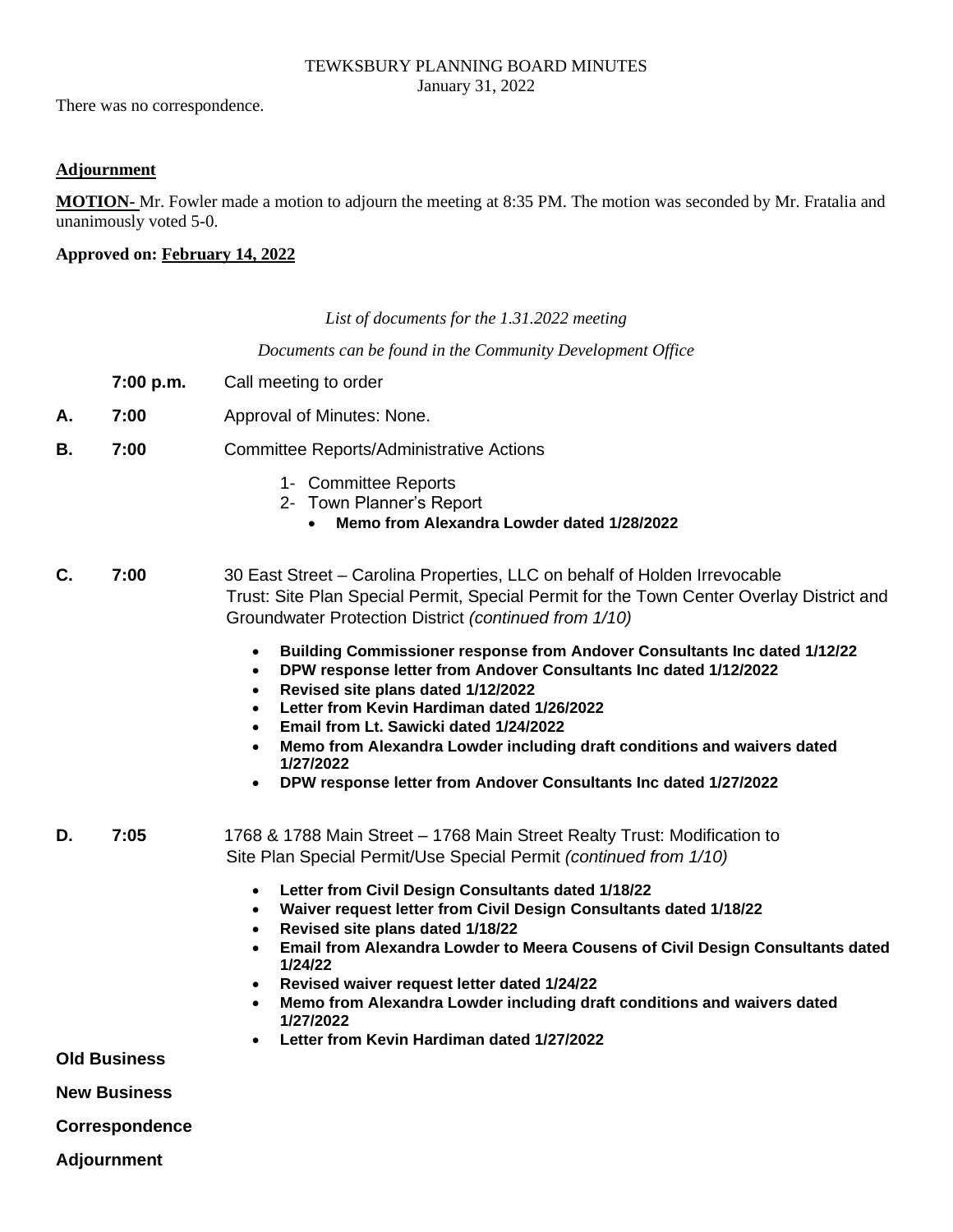There was no correspondence.

**Adjournment**

**MOTION-** Mr. Fowler made a motion to adjourn the meeting at 8:35 PM. The motion was seconded by Mr. Fratalia and unanimously voted 5-0.

**Approved on: February 14, 2022**

*List of documents for the 1.31.2022 meeting*

*Documents can be found in the Community Development Office*

**7:00 p.m.** Call meeting to order

**A. 7:00** Approval of Minutes: None.

**B. 7:00** Committee Reports/Administrative Actions

1- Committee Reports
2- Town Planner's Report
- **Memo from Alexandra Lowder dated 1/28/2022**

**C. 7:00** 30 East Street – Carolina Properties, LLC on behalf of Holden Irrevocable Trust: Site Plan Special Permit, Special Permit for the Town Center Overlay District and Groundwater Protection District *(continued from 1/10)*

- **Building Commissioner response from Andover Consultants Inc dated 1/12/22**
- **DPW response letter from Andover Consultants Inc dated 1/12/2022**
- **Revised site plans dated 1/12/2022**
- **Letter from Kevin Hardiman dated 1/26/2022**
- **Email from Lt. Sawicki dated 1/24/2022**
- **Memo from Alexandra Lowder including draft conditions and waivers dated 1/27/2022**
- **DPW response letter from Andover Consultants Inc dated 1/27/2022**

**D. 7:05** 1768 & 1788 Main Street – 1768 Main Street Realty Trust: Modification to Site Plan Special Permit/Use Special Permit *(continued from 1/10)*

- **Letter from Civil Design Consultants dated 1/18/22**
- **Waiver request letter from Civil Design Consultants dated 1/18/22**
- **Revised site plans dated 1/18/22**
- **Email from Alexandra Lowder to Meera Cousens of Civil Design Consultants dated 1/24/22**
- **Revised waiver request letter dated 1/24/22**
- **Memo from Alexandra Lowder including draft conditions and waivers dated 1/27/2022**
- **Letter from Kevin Hardiman dated 1/27/2022**

**Old Business**

**New Business**

**Correspondence**

**Adjournment**